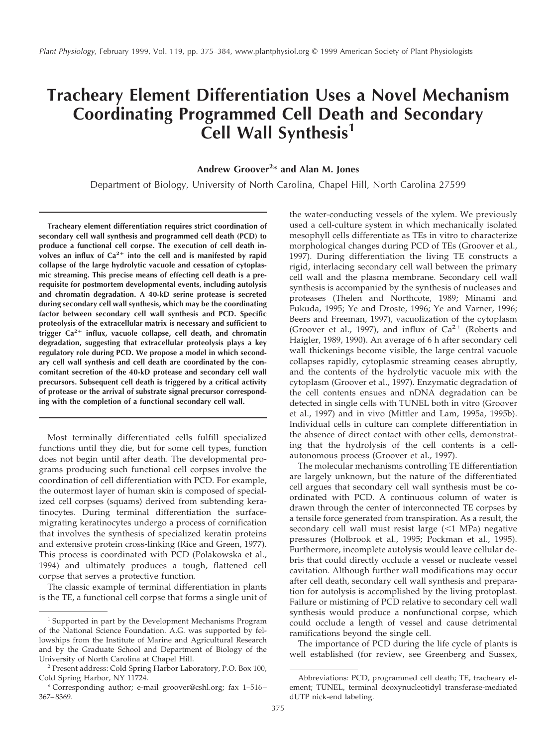# Tracheary Element Differentiation Uses a Novel Mechanism Coordinating Programmed Cell Death and Secondary Cell Wall Synthesis[1]

**Andrew Groover[2]\* and Alan M. Jones**

Department of Biology, University of North Carolina, Chapel Hill, North Carolina 27599

**Tracheary element differentiation requires strict coordination of secondary cell wall synthesis and programmed cell death (PCD) to produce a functional cell corpse. The execution of cell death involves an influx of $Ca^{2+}$ into the cell and is manifested by rapid collapse of the large hydrolytic vacuole and cessation of cytoplasmic streaming. This precise means of effecting cell death is a prerequisite for postmortem developmental events, including autolysis and chromatin degradation. A 40-kD serine protease is secreted during secondary cell wall synthesis, which may be the coordinating factor between secondary cell wall synthesis and PCD. Specific proteolysis of the extracellular matrix is necessary and sufficient to trigger $Ca^{2+}$ influx, vacuole collapse, cell death, and chromatin degradation, suggesting that extracellular proteolysis plays a key regulatory role during PCD. We propose a model in which secondary cell wall synthesis and cell death are coordinated by the concomitant secretion of the 40-kD protease and secondary cell wall precursors. Subsequent cell death is triggered by a critical activity of protease or the arrival of substrate signal precursor corresponding with the completion of a functional secondary cell wall.**

Most terminally differentiated cells fulfill specialized functions until they die, but for some cell types, function does not begin until after death. The developmental programs producing such functional cell corpses involve the coordination of cell differentiation with PCD. For example, the outermost layer of human skin is composed of specialized cell corpses (squams) derived from subtending keratinocytes. During terminal differentiation the surface-migrating keratinocytes undergo a process of cornification that involves the synthesis of specialized keratin proteins and extensive protein cross-linking (Rice and Green, 1977). This process is coordinated with PCD (Polakowska et al., 1994) and ultimately produces a tough, flattened cell corpse that serves a protective function.

The classic example of terminal differentiation in plants is the TE, a functional cell corpse that forms a single unit of the water-conducting vessels of the xylem. We previously used a cell-culture system in which mechanically isolated mesophyll cells differentiate as TEs in vitro to characterize morphological changes during PCD of TEs (Groover et al., 1997). During differentiation the living TE constructs a rigid, interlacing secondary cell wall between the primary cell wall and the plasma membrane. Secondary cell wall synthesis is accompanied by the synthesis of nucleases and proteases (Thelen and Northcote, 1989; Minami and Fukuda, 1995; Ye and Droste, 1996; Ye and Varner, 1996; Beers and Freeman, 1997), vacuolization of the cytoplasm (Groover et al., 1997), and influx of $Ca^{2+}$ (Roberts and Haigler, 1989, 1990). An average of 6 h after secondary cell wall thickenings become visible, the large central vacuole collapses rapidly, cytoplasmic streaming ceases abruptly, and the contents of the hydrolytic vacuole mix with the cytoplasm (Groover et al., 1997). Enzymatic degradation of the cell contents ensues and nDNA degradation can be detected in single cells with TUNEL both in vitro (Groover et al., 1997) and in vivo (Mittler and Lam, 1995a, 1995b). Individual cells in culture can complete differentiation in the absence of direct contact with other cells, demonstrating that the hydrolysis of the cell contents is a cell-autonomous process (Groover et al., 1997).

The molecular mechanisms controlling TE differentiation are largely unknown, but the nature of the differentiated cell argues that secondary cell wall synthesis must be coordinated with PCD. A continuous column of water is drawn through the center of interconnected TE corpses by a tensile force generated from transpiration. As a result, the secondary cell wall must resist large (<1 MPa) negative pressures (Holbrook et al., 1995; Pockman et al., 1995). Furthermore, incomplete autolysis would leave cellular debris that could directly occlude a vessel or nucleate vessel cavitation. Although further wall modifications may occur after cell death, secondary cell wall synthesis and preparation for autolysis is accomplished by the living protoplast. Failure or mistiming of PCD relative to secondary cell wall synthesis would produce a nonfunctional corpse, which could occlude a length of vessel and cause detrimental ramifications beyond the single cell.

The importance of PCD during the life cycle of plants is well established (for review, see Greenberg and Sussex,

---

[1] Supported in part by the Development Mechanisms Program of the National Science Foundation. A.G. was supported by fellowships from the Institute of Marine and Agricultural Research and by the Graduate School and Department of Biology of the University of North Carolina at Chapel Hill.

[2] Present address: Cold Spring Harbor Laboratory, P.O. Box 100, Cold Spring Harbor, NY 11724.

\* Corresponding author; e-mail groover@cshl.org; fax 1–516–367–8369.

Abbreviations: PCD, programmed cell death; TE, tracheary element; TUNEL, terminal deoxynucleotidyl transferase-mediated dUTP nick-end labeling.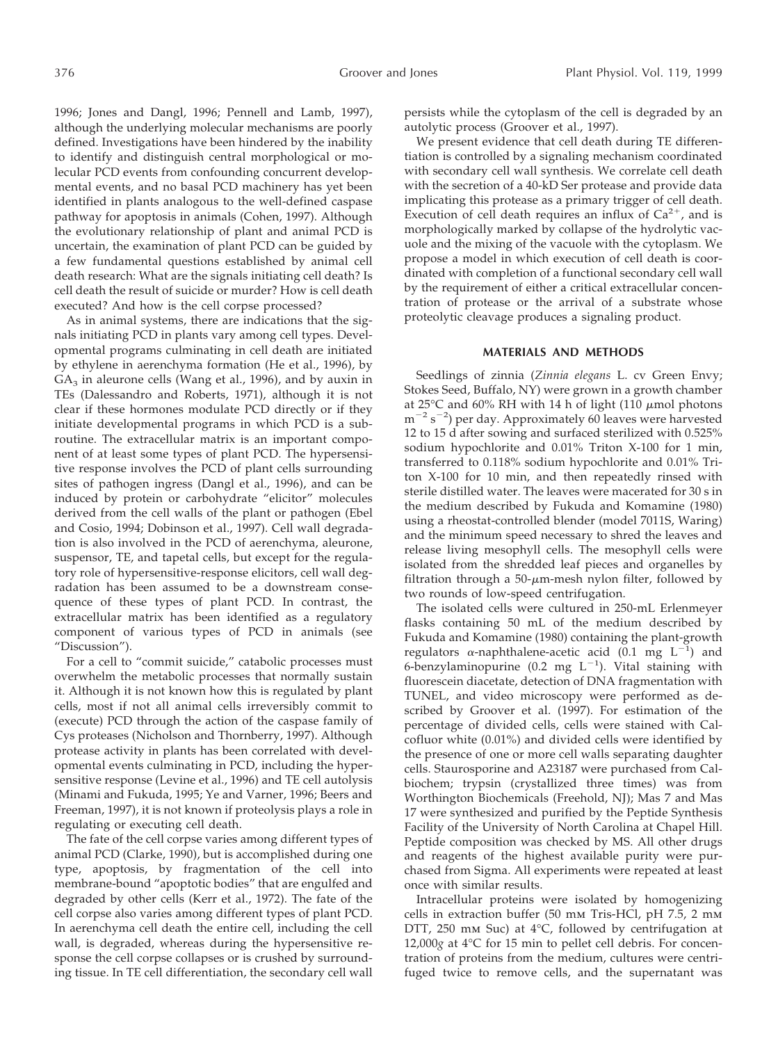1996; Jones and Dangl, 1996; Pennell and Lamb, 1997), although the underlying molecular mechanisms are poorly defined. Investigations have been hindered by the inability to identify and distinguish central morphological or molecular PCD events from confounding concurrent developmental events, and no basal PCD machinery has yet been identified in plants analogous to the well-defined caspase pathway for apoptosis in animals (Cohen, 1997). Although the evolutionary relationship of plant and animal PCD is uncertain, the examination of plant PCD can be guided by a few fundamental questions established by animal cell death research: What are the signals initiating cell death? Is cell death the result of suicide or murder? How is cell death executed? And how is the cell corpse processed?

As in animal systems, there are indications that the signals initiating PCD in plants vary among cell types. Developmental programs culminating in cell death are initiated by ethylene in aerenchyma formation (He et al., 1996), by $GA_3$ in aleurone cells (Wang et al., 1996), and by auxin in TEs (Dalessandro and Roberts, 1971), although it is not clear if these hormones modulate PCD directly or if they initiate developmental programs in which PCD is a subroutine. The extracellular matrix is an important component of at least some types of plant PCD. The hypersensitive response involves the PCD of plant cells surrounding sites of pathogen ingress (Dangl et al., 1996), and can be induced by protein or carbohydrate "elicitor" molecules derived from the cell walls of the plant or pathogen (Ebel and Cosio, 1994; Dobinson et al., 1997). Cell wall degradation is also involved in the PCD of aerenchyma, aleurone, suspensor, TE, and tapetal cells, but except for the regulatory role of hypersensitive-response elicitors, cell wall degradation has been assumed to be a downstream consequence of these types of plant PCD. In contrast, the extracellular matrix has been identified as a regulatory component of various types of PCD in animals (see "Discussion").

For a cell to "commit suicide," catabolic processes must overwhelm the metabolic processes that normally sustain it. Although it is not known how this is regulated by plant cells, most if not all animal cells irreversibly commit to (execute) PCD through the action of the caspase family of Cys proteases (Nicholson and Thornberry, 1997). Although protease activity in plants has been correlated with developmental events culminating in PCD, including the hypersensitive response (Levine et al., 1996) and TE cell autolysis (Minami and Fukuda, 1995; Ye and Varner, 1996; Beers and Freeman, 1997), it is not known if proteolysis plays a role in regulating or executing cell death.

The fate of the cell corpse varies among different types of animal PCD (Clarke, 1990), but is accomplished during one type, apoptosis, by fragmentation of the cell into membrane-bound "apoptotic bodies" that are engulfed and degraded by other cells (Kerr et al., 1972). The fate of the cell corpse also varies among different types of plant PCD. In aerenchyma cell death the entire cell, including the cell wall, is degraded, whereas during the hypersensitive response the cell corpse collapses or is crushed by surrounding tissue. In TE cell differentiation, the secondary cell wall persists while the cytoplasm of the cell is degraded by an autolytic process (Groover et al., 1997).

We present evidence that cell death during TE differentiation is controlled by a signaling mechanism coordinated with secondary cell wall synthesis. We correlate cell death with the secretion of a 40-kD Ser protease and provide data implicating this protease as a primary trigger of cell death. Execution of cell death requires an influx of $Ca^{2+}$, and is morphologically marked by collapse of the hydrolytic vacuole and the mixing of the vacuole with the cytoplasm. We propose a model in which execution of cell death is coordinated with completion of a functional secondary cell wall by the requirement of either a critical extracellular concentration of protease or the arrival of a substrate whose proteolytic cleavage produces a signaling product.

## MATERIALS AND METHODS

Seedlings of zinnia (*Zinnia elegans* L. cv Green Envy; Stokes Seed, Buffalo, NY) were grown in a growth chamber at 25°C and 60% RH with 14 h of light (110 $\mu$mol photons $m^{-2}$ $s^{-2}$) per day. Approximately 60 leaves were harvested 12 to 15 d after sowing and surfaced sterilized with 0.525% sodium hypochlorite and 0.01% Triton X-100 for 1 min, transferred to 0.118% sodium hypochlorite and 0.01% Triton X-100 for 10 min, and then repeatedly rinsed with sterile distilled water. The leaves were macerated for 30 s in the medium described by Fukuda and Komamine (1980) using a rheostat-controlled blender (model 7011S, Waring) and the minimum speed necessary to shred the leaves and release living mesophyll cells. The mesophyll cells were isolated from the shredded leaf pieces and organelles by filtration through a 50-$\mu$m-mesh nylon filter, followed by two rounds of low-speed centrifugation.

The isolated cells were cultured in 250-mL Erlenmeyer flasks containing 50 mL of the medium described by Fukuda and Komamine (1980) containing the plant-growth regulators $\alpha$-naphthalene-acetic acid (0.1 mg $L^{-1}$) and 6-benzylaminopurine (0.2 mg $L^{-1}$). Vital staining with fluorescein diacetate, detection of DNA fragmentation with TUNEL, and video microscopy were performed as described by Groover et al. (1997). For estimation of the percentage of divided cells, cells were stained with Calcofluor white (0.01%) and divided cells were identified by the presence of one or more cell walls separating daughter cells. Staurosporine and A23187 were purchased from Calbiochem; trypsin (crystallized three times) was from Worthington Biochemicals (Freehold, NJ); Mas 7 and Mas 17 were synthesized and purified by the Peptide Synthesis Facility of the University of North Carolina at Chapel Hill. Peptide composition was checked by MS. All other drugs and reagents of the highest available purity were purchased from Sigma. All experiments were repeated at least once with similar results.

Intracellular proteins were isolated by homogenizing cells in extraction buffer (50 mM Tris-HCl, pH 7.5, 2 mM DTT, 250 mM Suc) at 4°C, followed by centrifugation at 12,000*g* at 4°C for 15 min to pellet cell debris. For concentration of proteins from the medium, cultures were centrifuged twice to remove cells, and the supernatant was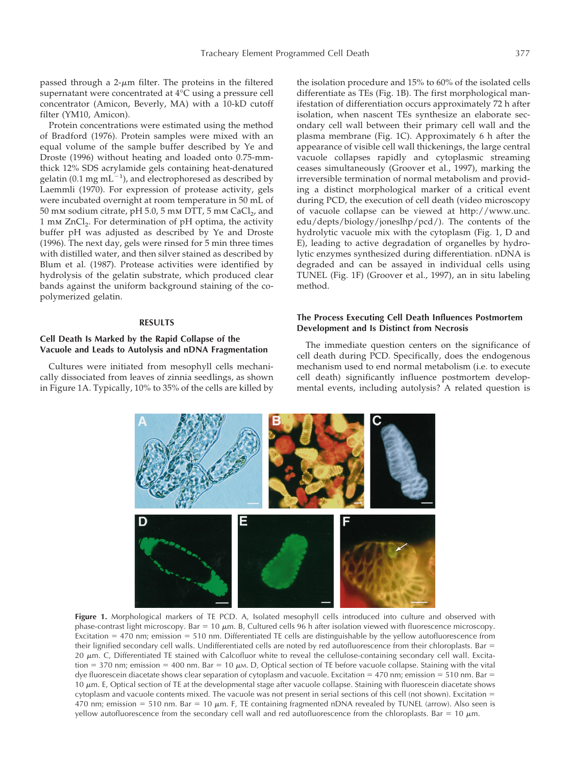passed through a 2-$\mu$m filter. The proteins in the filtered supernatant were concentrated at 4°C using a pressure cell concentrator (Amicon, Beverly, MA) with a 10-kD cutoff filter (YM10, Amicon).

Protein concentrations were estimated using the method of Bradford (1976). Protein samples were mixed with an equal volume of the sample buffer described by Ye and Droste (1996) without heating and loaded onto 0.75-mm-thick 12% SDS acrylamide gels containing heat-denatured gelatin (0.1 mg $mL^{-1}$), and electrophoresed as described by Laemmli (1970). For expression of protease activity, gels were incubated overnight at room temperature in 50 mL of 50 mM sodium citrate, pH 5.0, 5 mM DTT, 5 mM $CaCl_2$, and 1 mM $ZnCl_2$. For determination of pH optima, the activity buffer pH was adjusted as described by Ye and Droste (1996). The next day, gels were rinsed for 5 min three times with distilled water, and then silver stained as described by Blum et al. (1987). Protease activities were identified by hydrolysis of the gelatin substrate, which produced clear bands against the uniform background staining of the co-polymerized gelatin.

## RESULTS

### Cell Death Is Marked by the Rapid Collapse of the Vacuole and Leads to Autolysis and nDNA Fragmentation

Cultures were initiated from mesophyll cells mechanically dissociated from leaves of zinnia seedlings, as shown in Figure 1A. Typically, 10% to 35% of the cells are killed by the isolation procedure and 15% to 60% of the isolated cells differentiate as TEs (Fig. 1B). The first morphological manifestation of differentiation occurs approximately 72 h after isolation, when nascent TEs synthesize an elaborate secondary cell wall between their primary cell wall and the plasma membrane (Fig. 1C). Approximately 6 h after the appearance of visible cell wall thickenings, the large central vacuole collapses rapidly and cytoplasmic streaming ceases simultaneously (Groover et al., 1997), marking the irreversible termination of normal metabolism and providing a distinct morphological marker of a critical event during PCD, the execution of cell death (video microscopy of vacuole collapse can be viewed at http://www.unc.edu/depts/biology/joneslhp/pcd/). The contents of the hydrolytic vacuole mix with the cytoplasm (Fig. 1, D and E), leading to active degradation of organelles by hydrolytic enzymes synthesized during differentiation. nDNA is degraded and can be assayed in individual cells using TUNEL (Fig. 1F) (Groover et al., 1997), an in situ labeling method.

### The Process Executing Cell Death Influences Postmortem Development and Is Distinct from Necrosis

The immediate question centers on the significance of cell death during PCD. Specifically, does the endogenous mechanism used to end normal metabolism (i.e. to execute cell death) significantly influence postmortem developmental events, including autolysis? A related question is

**Figure 1.** Morphological markers of TE PCD. A, Isolated mesophyll cells introduced into culture and observed with phase-contrast light microscopy. Bar = 10 $\mu$m. B, Cultured cells 96 h after isolation viewed with fluorescence microscopy. Excitation = 470 nm; emission = 510 nm. Differentiated TE cells are distinguishable by the yellow autofluorescence from their lignified secondary cell walls. Undifferentiated cells are noted by red autofluorescence from their chloroplasts. Bar = 20 $\mu$m. C, Differentiated TE stained with Calcofluor white to reveal the cellulose-containing secondary cell wall. Excitation = 370 nm; emission = 400 nm. Bar = 10 $\mu$M. D, Optical section of TE before vacuole collapse. Staining with the vital dye fluorescein diacetate shows clear separation of cytoplasm and vacuole. Excitation = 470 nm; emission = 510 nm. Bar = 10 $\mu$m. E, Optical section of TE at the developmental stage after vacuole collapse. Staining with fluorescein diacetate shows cytoplasm and vacuole contents mixed. The vacuole was not present in serial sections of this cell (not shown). Excitation = 470 nm; emission = 510 nm. Bar = 10 $\mu$m. F, TE containing fragmented nDNA revealed by TUNEL (arrow). Also seen is yellow autofluorescence from the secondary cell wall and red autofluorescence from the chloroplasts. Bar = 10 $\mu$m.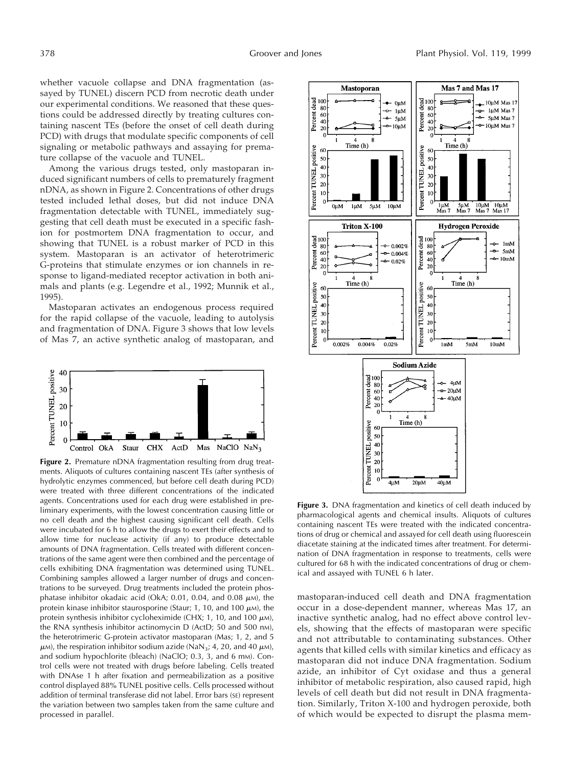whether vacuole collapse and DNA fragmentation (assayed by TUNEL) discern PCD from necrotic death under our experimental conditions. We reasoned that these questions could be addressed directly by treating cultures containing nascent TEs (before the onset of cell death during PCD) with drugs that modulate specific components of cell signaling or metabolic pathways and assaying for premature collapse of the vacuole and TUNEL.

Among the various drugs tested, only mastoparan induced significant numbers of cells to prematurely fragment nDNA, as shown in Figure 2. Concentrations of other drugs tested included lethal doses, but did not induce DNA fragmentation detectable with TUNEL, immediately suggesting that cell death must be executed in a specific fashion for postmortem DNA fragmentation to occur, and showing that TUNEL is a robust marker of PCD in this system. Mastoparan is an activator of heterotrimeric G-proteins that stimulate enzymes or ion channels in response to ligand-mediated receptor activation in both animals and plants (e.g. Legendre et al., 1992; Munnik et al., 1995).

Mastoparan activates an endogenous process required for the rapid collapse of the vacuole, leading to autolysis and fragmentation of DNA. Figure 3 shows that low levels of Mas 7, an active synthetic analog of mastoparan, and mastoparan-induced cell death and DNA fragmentation occur in a dose-dependent manner, whereas Mas 17, an inactive synthetic analog, had no effect above control levels, showing that the effects of mastoparan were specific and not attributable to contaminating substances. Other agents that killed cells with similar kinetics and efficacy as mastoparan did not induce DNA fragmentation. Sodium azide, an inhibitor of Cyt oxidase and thus a general inhibitor of metabolic respiration, also caused rapid, high levels of cell death but did not result in DNA fragmentation. Similarly, Triton X-100 and hydrogen peroxide, both of which would be expected to disrupt the plasma mem-

**Figure 2.** Premature nDNA fragmentation resulting from drug treatments. Aliquots of cultures containing nascent TEs (after synthesis of hydrolytic enzymes commenced, but before cell death during PCD) were treated with three different concentrations of the indicated agents. Concentrations used for each drug were established in preliminary experiments, with the lowest concentration causing little or no cell death and the highest causing significant cell death. Cells were incubated for 6 h to allow the drugs to exert their effects and to allow time for nuclease activity (if any) to produce detectable amounts of DNA fragmentation. Cells treated with different concentrations of the same agent were then combined and the percentage of cells exhibiting DNA fragmentation was determined using TUNEL. Combining samples allowed a larger number of drugs and concentrations to be surveyed. Drug treatments included the protein phosphatase inhibitor okadaic acid (OkA; 0.01, 0.04, and 0.08 $\mu$M), the protein kinase inhibitor staurosporine (Staur; 1, 10, and 100 $\mu$M), the protein synthesis inhibitor cycloheximide (CHX; 1, 10, and 100 $\mu$M), the RNA synthesis inhibitor actinomycin D (ActD; 50 and 500 nM), the heterotrimeric G-protein activator mastoparan (Mas; 1, 2, and 5 $\mu$M), the respiration inhibitor sodium azide ($NaN_3$; 4, 20, and 40 $\mu$M), and sodium hypochlorite (bleach) (NaClO; 0.3, 3, and 6 mM). Control cells were not treated with drugs before labeling. Cells treated with DNAse 1 h after fixation and permeabilization as a positive control displayed 88% TUNEL positive cells. Cells processed without addition of terminal transferase did not label. Error bars (SE) represent the variation between two samples taken from the same culture and processed in parallel.

**Figure 3.** DNA fragmentation and kinetics of cell death induced by pharmacological agents and chemical insults. Aliquots of cultures containing nascent TEs were treated with the indicated concentrations of drug or chemical and assayed for cell death using fluorescein diacetate staining at the indicated times after treatment. For determination of DNA fragmentation in response to treatments, cells were cultured for 68 h with the indicated concentrations of drug or chemical and assayed with TUNEL 6 h later.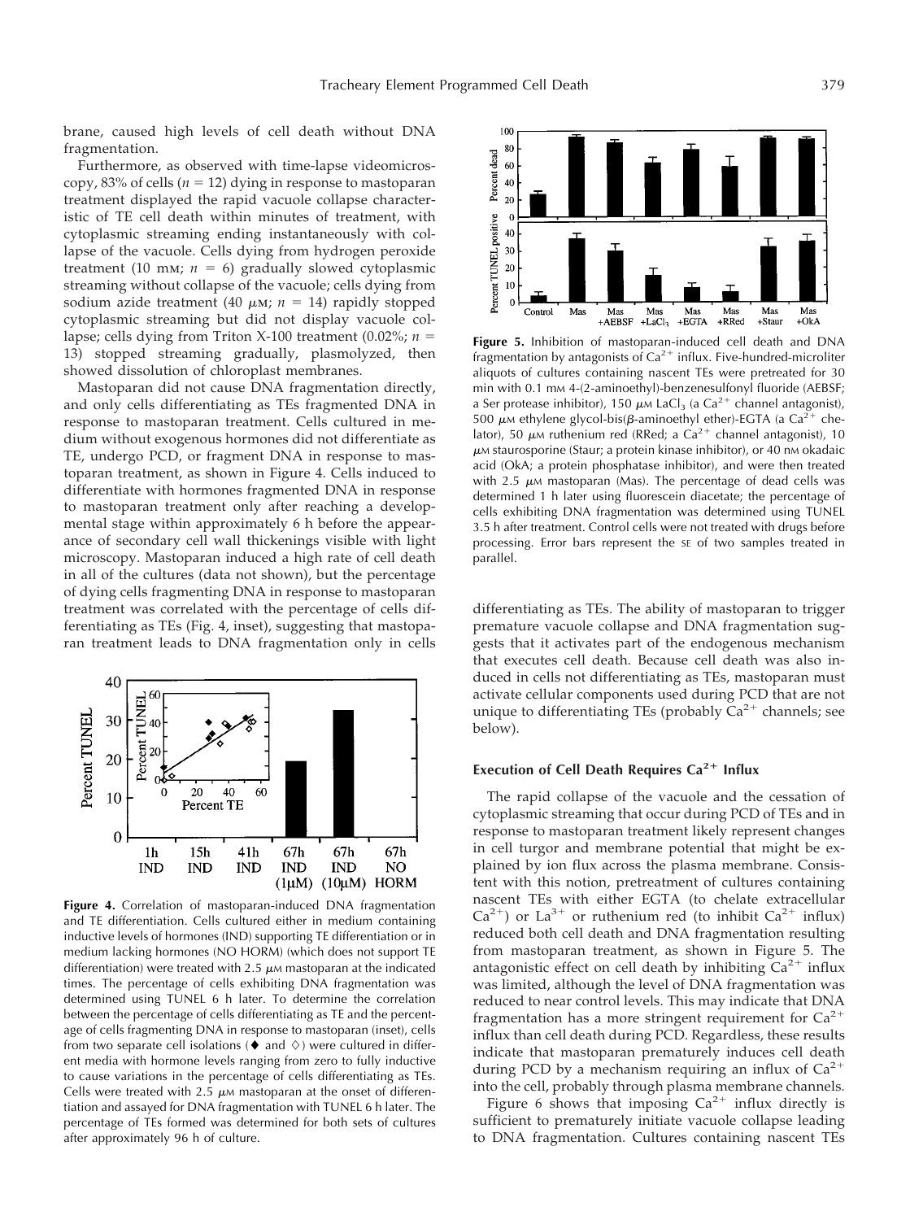brane, caused high levels of cell death without DNA fragmentation.

Furthermore, as observed with time-lapse videomicroscopy, 83% of cells ($n = 12$) dying in response to mastoparan treatment displayed the rapid vacuole collapse characteristic of TE cell death within minutes of treatment, with cytoplasmic streaming ending instantaneously with collapse of the vacuole. Cells dying from hydrogen peroxide treatment (10 mM; $n = 6$) gradually slowed cytoplasmic streaming without collapse of the vacuole; cells dying from sodium azide treatment (40 $\mu$M; $n = 14$) rapidly stopped cytoplasmic streaming but did not display vacuole collapse; cells dying from Triton X-100 treatment (0.02%; $n = 13$) stopped streaming gradually, plasmolyzed, then showed dissolution of chloroplast membranes.

Mastoparan did not cause DNA fragmentation directly, and only cells differentiating as TEs fragmented DNA in response to mastoparan treatment. Cells cultured in medium without exogenous hormones did not differentiate as TE, undergo PCD, or fragment DNA in response to mastoparan treatment, as shown in Figure 4. Cells induced to differentiate with hormones fragmented DNA in response to mastoparan treatment only after reaching a developmental stage within approximately 6 h before the appearance of secondary cell wall thickenings visible with light microscopy. Mastoparan induced a high rate of cell death in all of the cultures (data not shown), but the percentage of dying cells fragmenting DNA in response to mastoparan treatment was correlated with the percentage of cells differentiating as TEs (Fig. 4, inset), suggesting that mastoparan treatment leads to DNA fragmentation only in cells differentiating as TEs. The ability of mastoparan to trigger premature vacuole collapse and DNA fragmentation suggests that it activates part of the endogenous mechanism that executes cell death. Because cell death was also induced in cells not differentiating as TEs, mastoparan must activate cellular components used during PCD that are not unique to differentiating TEs (probably $Ca^{2+}$ channels; see below).

**Figure 4.** Correlation of mastoparan-induced DNA fragmentation and TE differentiation. Cells cultured either in medium containing inductive levels of hormones (IND) supporting TE differentiation or in medium lacking hormones (NO HORM) (which does not support TE differentiation) were treated with 2.5 $\mu$M mastoparan at the indicated times. The percentage of cells exhibiting DNA fragmentation was determined using TUNEL 6 h later. To determine the correlation between the percentage of cells differentiating as TE and the percentage of cells fragmenting DNA in response to mastoparan (inset), cells from two separate cell isolations (♦ and ◇) were cultured in different media with hormone levels ranging from zero to fully inductive to cause variations in the percentage of cells differentiating as TEs. Cells were treated with 2.5 $\mu$M mastoparan at the onset of differentiation and assayed for DNA fragmentation with TUNEL 6 h later. The percentage of TEs formed was determined for both sets of cultures after approximately 96 h of culture.

**Figure 5.** Inhibition of mastoparan-induced cell death and DNA fragmentation by antagonists of $Ca^{2+}$ influx. Five-hundred-microliter aliquots of cultures containing nascent TEs were pretreated for 30 min with 0.1 mM 4-(2-aminoethyl)-benzenesulfonyl fluoride (AEBSF; a Ser protease inhibitor), 150 $\mu$M $LaCl_3$ (a $Ca^{2+}$ channel antagonist), 500 $\mu$M ethylene glycol-bis($\beta$-aminoethyl ether)-EGTA (a $Ca^{2+}$ chelator), 50 $\mu$M ruthenium red (RRed; a $Ca^{2+}$ channel antagonist), 10 $\mu$M staurosporine (Staur; a protein kinase inhibitor), or 40 nM okadaic acid (OkA; a protein phosphatase inhibitor), and were then treated with 2.5 $\mu$M mastoparan (Mas). The percentage of dead cells was determined 1 h later using fluorescein diacetate; the percentage of cells exhibiting DNA fragmentation was determined using TUNEL 3.5 h after treatment. Control cells were not treated with drugs before processing. Error bars represent the SE of two samples treated in parallel.

## Execution of Cell Death Requires $Ca^{2+}$ Influx

The rapid collapse of the vacuole and the cessation of cytoplasmic streaming that occur during PCD of TEs and in response to mastoparan treatment likely represent changes in cell turgor and membrane potential that might be explained by ion flux across the plasma membrane. Consistent with this notion, pretreatment of cultures containing nascent TEs with either EGTA (to chelate extracellular $Ca^{2+}$) or $La^{3+}$ or ruthenium red (to inhibit $Ca^{2+}$ influx) reduced both cell death and DNA fragmentation resulting from mastoparan treatment, as shown in Figure 5. The antagonistic effect on cell death by inhibiting $Ca^{2+}$ influx was limited, although the level of DNA fragmentation was reduced to near control levels. This may indicate that DNA fragmentation has a more stringent requirement for $Ca^{2+}$ influx than cell death during PCD. Regardless, these results indicate that mastoparan prematurely induces cell death during PCD by a mechanism requiring an influx of $Ca^{2+}$ into the cell, probably through plasma membrane channels.

Figure 6 shows that imposing $Ca^{2+}$ influx directly is sufficient to prematurely initiate vacuole collapse leading to DNA fragmentation. Cultures containing nascent TEs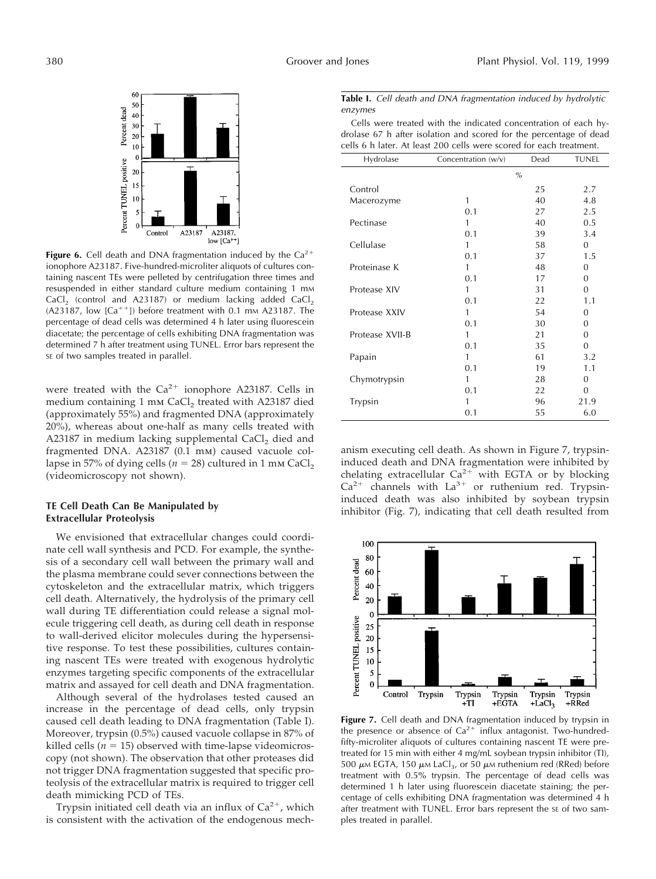**Figure 6.** Cell death and DNA fragmentation induced by the $Ca^{2+}$ ionophore A23187. Five-hundred-microliter aliquots of cultures containing nascent TEs were pelleted by centrifugation three times and resuspended in either standard culture medium containing 1 mM $CaCl_2$ (control and A23187) or medium lacking added $CaCl_2$ (A23187, low $[Ca^{++}]$) before treatment with 0.1 mM A23187. The percentage of dead cells was determined 4 h later using fluorescein diacetate; the percentage of cells exhibiting DNA fragmentation was determined 7 h after treatment using TUNEL. Error bars represent the SE of two samples treated in parallel.

were treated with the $Ca^{2+}$ ionophore A23187. Cells in medium containing 1 mM $CaCl_2$ treated with A23187 died (approximately 55%) and fragmented DNA (approximately 20%), whereas about one-half as many cells treated with A23187 in medium lacking supplemental $CaCl_2$ died and fragmented DNA. A23187 (0.1 mM) caused vacuole collapse in 57% of dying cells ($n = 28$) cultured in 1 mM $CaCl_2$ (videomicroscopy not shown).

### TE Cell Death Can Be Manipulated by Extracellular Proteolysis

We envisioned that extracellular changes could coordinate cell wall synthesis and PCD. For example, the synthesis of a secondary cell wall between the primary wall and the plasma membrane could sever connections between the cytoskeleton and the extracellular matrix, which triggers cell death. Alternatively, the hydrolysis of the primary cell wall during TE differentiation could release a signal molecule triggering cell death, as during cell death in response to wall-derived elicitor molecules during the hypersensitive response. To test these possibilities, cultures containing nascent TEs were treated with exogenous hydrolytic enzymes targeting specific components of the extracellular matrix and assayed for cell death and DNA fragmentation.

Although several of the hydrolases tested caused an increase in the percentage of dead cells, only trypsin caused cell death leading to DNA fragmentation (Table I). Moreover, trypsin (0.5%) caused vacuole collapse in 87% of killed cells ($n = 15$) observed with time-lapse videomicroscopy (not shown). The observation that other proteases did not trigger DNA fragmentation suggested that specific proteolysis of the extracellular matrix is required to trigger cell death mimicking PCD of TEs.

Trypsin initiated cell death via an influx of $Ca^{2+}$, which is consistent with the activation of the endogenous mechanism executing cell death. As shown in Figure 7, trypsin-induced death and DNA fragmentation were inhibited by chelating extracellular $Ca^{2+}$ with EGTA or by blocking $Ca^{2+}$ channels with $La^{3+}$ or ruthenium red. Trypsin-induced death was also inhibited by soybean trypsin inhibitor (Fig. 7), indicating that cell death resulted from

**Table I.** *Cell death and DNA fragmentation induced by hydrolytic enzymes*

Cells were treated with the indicated concentration of each hydrolase 67 h after isolation and scored for the percentage of dead cells 6 h later. At least 200 cells were scored for each treatment.

| Hydrolase | Concentration (w/v) | Dead | TUNEL |
|---|---|---|---|
| | | % | |
| Control | | 25 | 2.7 |
| Macerozyme | 1 | 40 | 4.8 |
| | 0.1 | 27 | 2.5 |
| Pectinase | 1 | 40 | 0.5 |
| | 0.1 | 39 | 3.4 |
| Cellulase | 1 | 58 | 0 |
| | 0.1 | 37 | 1.5 |
| Proteinase K | 1 | 48 | 0 |
| | 0.1 | 17 | 0 |
| Protease XIV | 1 | 31 | 0 |
| | 0.1 | 22 | 1.1 |
| Protease XXIV | 1 | 54 | 0 |
| | 0.1 | 30 | 0 |
| Protease XVII-B | 1 | 21 | 0 |
| | 0.1 | 35 | 0 |
| Papain | 1 | 61 | 3.2 |
| | 0.1 | 19 | 1.1 |
| Chymotrypsin | 1 | 28 | 0 |
| | 0.1 | 22 | 0 |
| Trypsin | 1 | 96 | 21.9 |
| | 0.1 | 55 | 6.0 |

**Figure 7.** Cell death and DNA fragmentation induced by trypsin in the presence or absence of $Ca^{2+}$ influx antagonist. Two-hundred-fifty-microliter aliquots of cultures containing nascent TE were pretreated for 15 min with either 4 mg/mL soybean trypsin inhibitor (TI), 500 μM EGTA, 150 μM $LaCl_3$, or 50 μM ruthenium red (RRed) before treatment with 0.5% trypsin. The percentage of dead cells was determined 1 h later using fluorescein diacetate staining; the percentage of cells exhibiting DNA fragmentation was determined 4 h after treatment with TUNEL. Error bars represent the SE of two samples treated in parallel.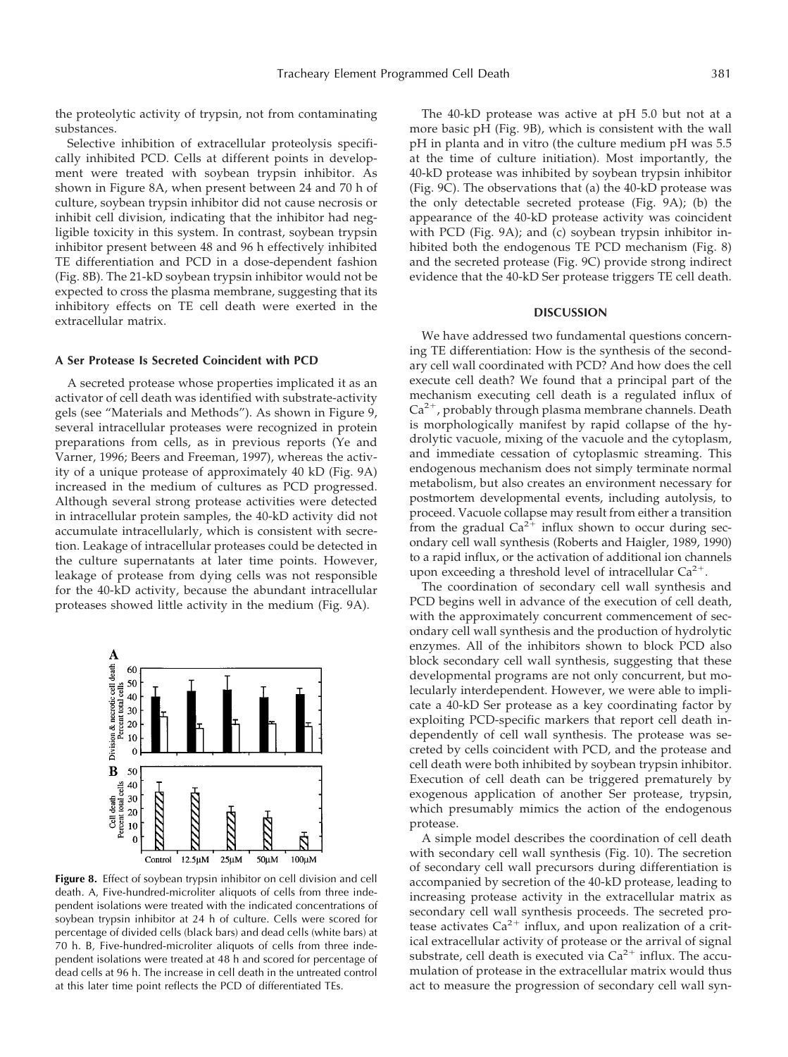the proteolytic activity of trypsin, not from contaminating substances.

Selective inhibition of extracellular proteolysis specifically inhibited PCD. Cells at different points in development were treated with soybean trypsin inhibitor. As shown in Figure 8A, when present between 24 and 70 h of culture, soybean trypsin inhibitor did not cause necrosis or inhibit cell division, indicating that the inhibitor had negligible toxicity in this system. In contrast, soybean trypsin inhibitor present between 48 and 96 h effectively inhibited TE differentiation and PCD in a dose-dependent fashion (Fig. 8B). The 21-kD soybean trypsin inhibitor would not be expected to cross the plasma membrane, suggesting that its inhibitory effects on TE cell death were exerted in the extracellular matrix.

### A Ser Protease Is Secreted Coincident with PCD

A secreted protease whose properties implicated it as an activator of cell death was identified with substrate-activity gels (see "Materials and Methods"). As shown in Figure 9, several intracellular proteases were recognized in protein preparations from cells, as in previous reports (Ye and Varner, 1996; Beers and Freeman, 1997), whereas the activity of a unique protease of approximately 40 kD (Fig. 9A) increased in the medium of cultures as PCD progressed. Although several strong protease activities were detected in intracellular protein samples, the 40-kD activity did not accumulate intracellularly, which is consistent with secretion. Leakage of intracellular proteases could be detected in the culture supernatants at later time points. However, leakage of protease from dying cells was not responsible for the 40-kD activity, because the abundant intracellular proteases showed little activity in the medium (Fig. 9A).

A
Division & necrotic cell death Percent total cells
60
50
40
30
20
10
0

B
Cell death Percent total cells
50
40
30
20
10
0
Control 12.5µM 25µM 50µM 100µM

**Figure 8.** Effect of soybean trypsin inhibitor on cell division and cell death. A, Five-hundred-microliter aliquots of cells from three independent isolations were treated with the indicated concentrations of soybean trypsin inhibitor at 24 h of culture. Cells were scored for percentage of divided cells (black bars) and dead cells (white bars) at 70 h. B, Five-hundred-microliter aliquots of cells from three independent isolations were treated at 48 h and scored for percentage of dead cells at 96 h. The increase in cell death in the untreated control at this later time point reflects the PCD of differentiated TEs.

The 40-kD protease was active at pH 5.0 but not at a more basic pH (Fig. 9B), which is consistent with the wall pH in planta and in vitro (the culture medium pH was 5.5 at the time of culture initiation). Most importantly, the 40-kD protease was inhibited by soybean trypsin inhibitor (Fig. 9C). The observations that (a) the 40-kD protease was the only detectable secreted protease (Fig. 9A); (b) the appearance of the 40-kD protease activity was coincident with PCD (Fig. 9A); and (c) soybean trypsin inhibitor inhibited both the endogenous TE PCD mechanism (Fig. 8) and the secreted protease (Fig. 9C) provide strong indirect evidence that the 40-kD Ser protease triggers TE cell death.

## DISCUSSION

We have addressed two fundamental questions concerning TE differentiation: How is the synthesis of the secondary cell wall coordinated with PCD? And how does the cell execute cell death? We found that a principal part of the mechanism executing cell death is a regulated influx of $Ca^{2+}$, probably through plasma membrane channels. Death is morphologically manifest by rapid collapse of the hydrolytic vacuole, mixing of the vacuole and the cytoplasm, and immediate cessation of cytoplasmic streaming. This endogenous mechanism does not simply terminate normal metabolism, but also creates an environment necessary for postmortem developmental events, including autolysis, to proceed. Vacuole collapse may result from either a transition from the gradual $Ca^{2+}$ influx shown to occur during secondary cell wall synthesis (Roberts and Haigler, 1989, 1990) to a rapid influx, or the activation of additional ion channels upon exceeding a threshold level of intracellular $Ca^{2+}$.

The coordination of secondary cell wall synthesis and PCD begins well in advance of the execution of cell death, with the approximately concurrent commencement of secondary cell wall synthesis and the production of hydrolytic enzymes. All of the inhibitors shown to block PCD also block secondary cell wall synthesis, suggesting that these developmental programs are not only concurrent, but molecularly interdependent. However, we were able to implicate a 40-kD Ser protease as a key coordinating factor by exploiting PCD-specific markers that report cell death independently of cell wall synthesis. The protease was secreted by cells coincident with PCD, and the protease and cell death were both inhibited by soybean trypsin inhibitor. Execution of cell death can be triggered prematurely by exogenous application of another Ser protease, trypsin, which presumably mimics the action of the endogenous protease.

A simple model describes the coordination of cell death with secondary cell wall synthesis (Fig. 10). The secretion of secondary cell wall precursors during differentiation is accompanied by secretion of the 40-kD protease, leading to increasing protease activity in the extracellular matrix as secondary cell wall synthesis proceeds. The secreted protease activates $Ca^{2+}$ influx, and upon realization of a critical extracellular activity of protease or the arrival of signal substrate, cell death is executed via $Ca^{2+}$ influx. The accumulation of protease in the extracellular matrix would thus act to measure the progression of secondary cell wall syn-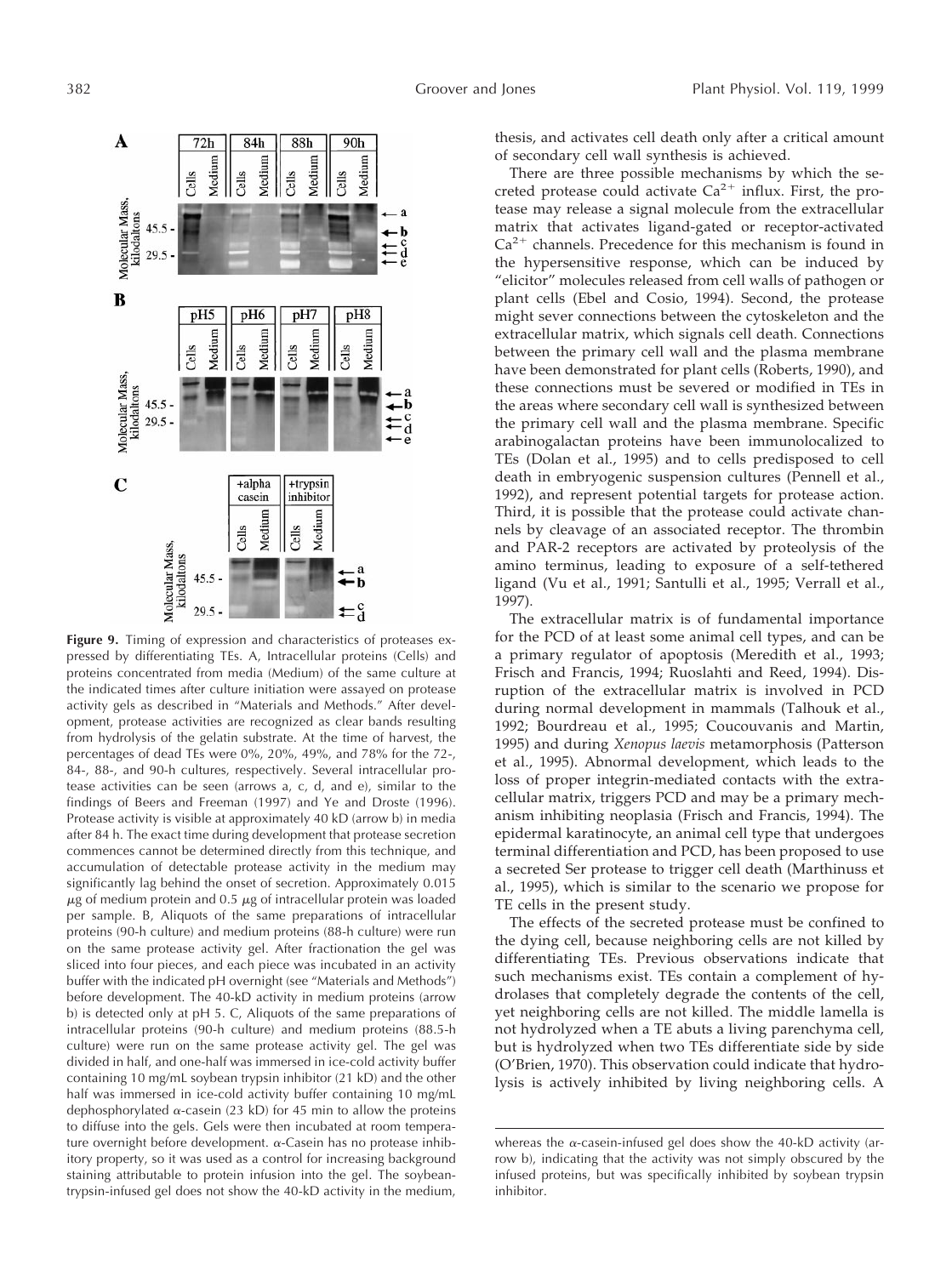**Figure 9.** Timing of expression and characteristics of proteases expressed by differentiating TEs. A, Intracellular proteins (Cells) and proteins concentrated from media (Medium) of the same culture at the indicated times after culture initiation were assayed on protease activity gels as described in "Materials and Methods." After development, protease activities are recognized as clear bands resulting from hydrolysis of the gelatin substrate. At the time of harvest, the percentages of dead TEs were 0%, 20%, 49%, and 78% for the 72-, 84-, 88-, and 90-h cultures, respectively. Several intracellular protease activities can be seen (arrows a, c, d, and e), similar to the findings of Beers and Freeman (1997) and Ye and Droste (1996). Protease activity is visible at approximately 40 kD (arrow b) in media after 84 h. The exact time during development that protease secretion commences cannot be determined directly from this technique, and accumulation of detectable protease activity in the medium may significantly lag behind the onset of secretion. Approximately 0.015 $\mu$g of medium protein and 0.5 $\mu$g of intracellular protein was loaded per sample. B, Aliquots of the same preparations of intracellular proteins (90-h culture) and medium proteins (88-h culture) were run on the same protease activity gel. After fractionation the gel was sliced into four pieces, and each piece was incubated in an activity buffer with the indicated pH overnight (see "Materials and Methods") before development. The 40-kD activity in medium proteins (arrow b) is detected only at pH 5. C, Aliquots of the same preparations of intracellular proteins (90-h culture) and medium proteins (88.5-h culture) were run on the same protease activity gel. The gel was divided in half, and one-half was immersed in ice-cold activity buffer containing 10 mg/mL soybean trypsin inhibitor (21 kD) and the other half was immersed in ice-cold activity buffer containing 10 mg/mL dephosphorylated $\alpha$-casein (23 kD) for 45 min to allow the proteins to diffuse into the gels. Gels were then incubated at room temperature overnight before development. $\alpha$-Casein has no protease inhibitory property, so it was used as a control for increasing background staining attributable to protein infusion into the gel. The soybean-trypsin-infused gel does not show the 40-kD activity in the medium, whereas the $\alpha$-casein-infused gel does show the 40-kD activity (arrow b), indicating that the activity was not simply obscured by the infused proteins, but was specifically inhibited by soybean trypsin inhibitor.

thesis, and activates cell death only after a critical amount of secondary cell wall synthesis is achieved.

There are three possible mechanisms by which the secreted protease could activate $Ca^{2+}$ influx. First, the protease may release a signal molecule from the extracellular matrix that activates ligand-gated or receptor-activated $Ca^{2+}$ channels. Precedence for this mechanism is found in the hypersensitive response, which can be induced by "elicitor" molecules released from cell walls of pathogen or plant cells (Ebel and Cosio, 1994). Second, the protease might sever connections between the cytoskeleton and the extracellular matrix, which signals cell death. Connections between the primary cell wall and the plasma membrane have been demonstrated for plant cells (Roberts, 1990), and these connections must be severed or modified in TEs in the areas where secondary cell wall is synthesized between the primary cell wall and the plasma membrane. Specific arabinogalactan proteins have been immunolocalized to TEs (Dolan et al., 1995) and to cells predisposed to cell death in embryogenic suspension cultures (Pennell et al., 1992), and represent potential targets for protease action. Third, it is possible that the protease could activate channels by cleavage of an associated receptor. The thrombin and PAR-2 receptors are activated by proteolysis of the amino terminus, leading to exposure of a self-tethered ligand (Vu et al., 1991; Santulli et al., 1995; Verrall et al., 1997).

The extracellular matrix is of fundamental importance for the PCD of at least some animal cell types, and can be a primary regulator of apoptosis (Meredith et al., 1993; Frisch and Francis, 1994; Ruoslahti and Reed, 1994). Disruption of the extracellular matrix is involved in PCD during normal development in mammals (Talhouk et al., 1992; Bourdreau et al., 1995; Coucouvanis and Martin, 1995) and during *Xenopus laevis* metamorphosis (Patterson et al., 1995). Abnormal development, which leads to the loss of proper integrin-mediated contacts with the extracellular matrix, triggers PCD and may be a primary mechanism inhibiting neoplasia (Frisch and Francis, 1994). The epidermal karatinocyte, an animal cell type that undergoes terminal differentiation and PCD, has been proposed to use a secreted Ser protease to trigger cell death (Marthinuss et al., 1995), which is similar to the scenario we propose for TE cells in the present study.

The effects of the secreted protease must be confined to the dying cell, because neighboring cells are not killed by differentiating TEs. Previous observations indicate that such mechanisms exist. TEs contain a complement of hydrolases that completely degrade the contents of the cell, yet neighboring cells are not killed. The middle lamella is not hydrolyzed when a TE abuts a living parenchyma cell, but is hydrolyzed when two TEs differentiate side by side (O'Brien, 1970). This observation could indicate that hydrolysis is actively inhibited by living neighboring cells. A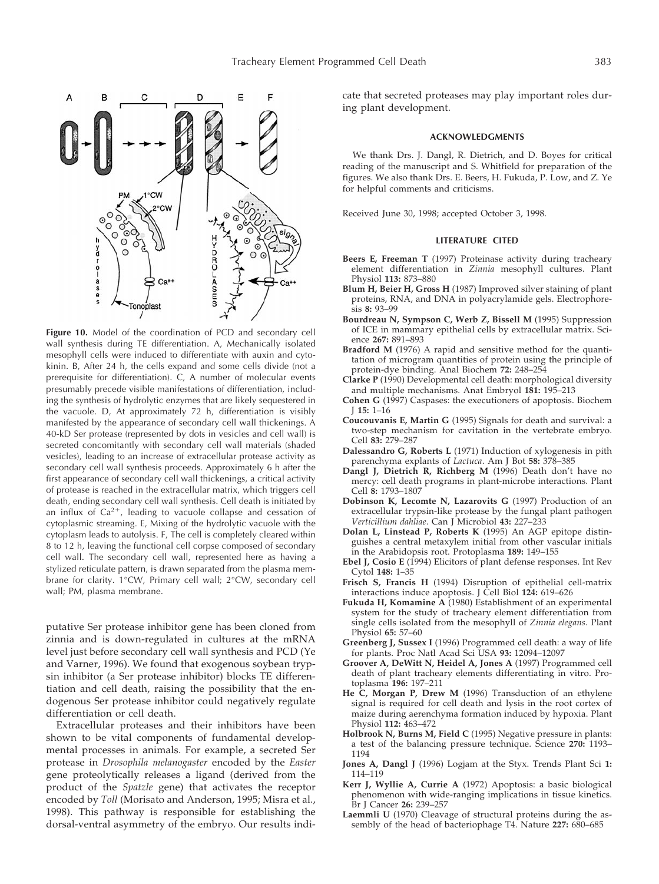**Figure 10.** Model of the coordination of PCD and secondary cell wall synthesis during TE differentiation. A, Mechanically isolated mesophyll cells were induced to differentiate with auxin and cytokinin. B, After 24 h, the cells expand and some cells divide (not a prerequisite for differentiation). C, A number of molecular events presumably precede visible manifestations of differentiation, including the synthesis of hydrolytic enzymes that are likely sequestered in the vacuole. D, At approximately 72 h, differentiation is visibly manifested by the appearance of secondary cell wall thickenings. A 40-kD Ser protease (represented by dots in vesicles and cell wall) is secreted concomitantly with secondary cell wall materials (shaded vesicles), leading to an increase of extracellular protease activity as secondary cell wall synthesis proceeds. Approximately 6 h after the first appearance of secondary cell wall thickenings, a critical activity of protease is reached in the extracellular matrix, which triggers cell death, ending secondary cell wall synthesis. Cell death is initiated by an influx of $Ca^{2+}$, leading to vacuole collapse and cessation of cytoplasmic streaming. E, Mixing of the hydrolytic vacuole with the cytoplasm leads to autolysis. F, The cell is completely cleared within 8 to 12 h, leaving the functional cell corpse composed of secondary cell wall. The secondary cell wall, represented here as having a stylized reticulate pattern, is drawn separated from the plasma membrane for clarity. 1°CW, Primary cell wall; 2°CW, secondary cell wall; PM, plasma membrane.

putative Ser protease inhibitor gene has been cloned from zinnia and is down-regulated in cultures at the mRNA level just before secondary cell wall synthesis and PCD (Ye and Varner, 1996). We found that exogenous soybean trypsin inhibitor (a Ser protease inhibitor) blocks TE differentiation and cell death, raising the possibility that the endogenous Ser protease inhibitor could negatively regulate differentiation or cell death.

Extracellular proteases and their inhibitors have been shown to be vital components of fundamental developmental processes in animals. For example, a secreted Ser protease in *Drosophila melanogaster* encoded by the *Easter* gene proteolytically releases a ligand (derived from the product of the *Spatzle* gene) that activates the receptor encoded by *Toll* (Morisato and Anderson, 1995; Misra et al., 1998). This pathway is responsible for establishing the dorsal-ventral asymmetry of the embryo. Our results indicate that secreted proteases may play important roles during plant development.

## ACKNOWLEDGMENTS

We thank Drs. J. Dangl, R. Dietrich, and D. Boyes for critical reading of the manuscript and S. Whitfield for preparation of the figures. We also thank Drs. E. Beers, H. Fukuda, P. Low, and Z. Ye for helpful comments and criticisms.

Received June 30, 1998; accepted October 3, 1998.

## LITERATURE CITED

**Beers E, Freeman T** (1997) Proteinase activity during tracheary element differentiation in *Zinnia* mesophyll cultures. Plant Physiol **113:** 873–880

**Blum H, Beier H, Gross H** (1987) Improved silver staining of plant proteins, RNA, and DNA in polyacrylamide gels. Electrophoresis **8:** 93–99

**Bourdreau N, Sympson C, Werb Z, Bissell M** (1995) Suppression of ICE in mammary epithelial cells by extracellular matrix. Science **267:** 891–893

**Bradford M** (1976) A rapid and sensitive method for the quantitation of microgram quantities of protein using the principle of protein-dye binding. Anal Biochem **72:** 248–254

**Clarke P** (1990) Developmental cell death: morphological diversity and multiple mechanisms. Anat Embryol **181:** 195–213

**Cohen G** (1997) Caspases: the executioners of apoptosis. Biochem J **15:** 1–16

**Coucouvanis E, Martin G** (1995) Signals for death and survival: a two-step mechanism for cavitation in the vertebrate embryo. Cell **83:** 279–287

**Dalessandro G, Roberts L** (1971) Induction of xylogenesis in pith parenchyma explants of *Lactuca*. Am J Bot **58:** 378–385

**Dangl J, Dietrich R, Richberg M** (1996) Death don't have no mercy: cell death programs in plant-microbe interactions. Plant Cell **8:** 1793–1807

**Dobinson K, Lecomte N, Lazarovits G** (1997) Production of an extracellular trypsin-like protease by the fungal plant pathogen *Verticillium dahliae*. Can J Microbiol **43:** 227–233

**Dolan L, Linstead P, Roberts K** (1995) An AGP epitope distinguishes a central metaxylem initial from other vascular initials in the Arabidopsis root. Protoplasma **189:** 149–155

**Ebel J, Cosio E** (1994) Elicitors of plant defense responses. Int Rev Cytol **148:** 1–35

**Frisch S, Francis H** (1994) Disruption of epithelial cell-matrix interactions induce apoptosis. J Cell Biol **124:** 619–626

**Fukuda H, Komamine A** (1980) Establishment of an experimental system for the study of tracheary element differentiation from single cells isolated from the mesophyll of *Zinnia elegans*. Plant Physiol **65:** 57–60

**Greenberg J, Sussex I** (1996) Programmed cell death: a way of life for plants. Proc Natl Acad Sci USA **93:** 12094–12097

**Groover A, DeWitt N, Heidel A, Jones A** (1997) Programmed cell death of plant tracheary elements differentiating in vitro. Protoplasma **196:** 197–211

**He C, Morgan P, Drew M** (1996) Transduction of an ethylene signal is required for cell death and lysis in the root cortex of maize during aerenchyma formation induced by hypoxia. Plant Physiol **112:** 463–472

**Holbrook N, Burns M, Field C** (1995) Negative pressure in plants: a test of the balancing pressure technique. Science **270:** 1193–1194

**Jones A, Dangl J** (1996) Logjam at the Styx. Trends Plant Sci **1:** 114–119

**Kerr J, Wyllie A, Currie A** (1972) Apoptosis: a basic biological phenomenon with wide-ranging implications in tissue kinetics. Br J Cancer **26:** 239–257

**Laemmli U** (1970) Cleavage of structural proteins during the assembly of the head of bacteriophage T4. Nature **227:** 680–685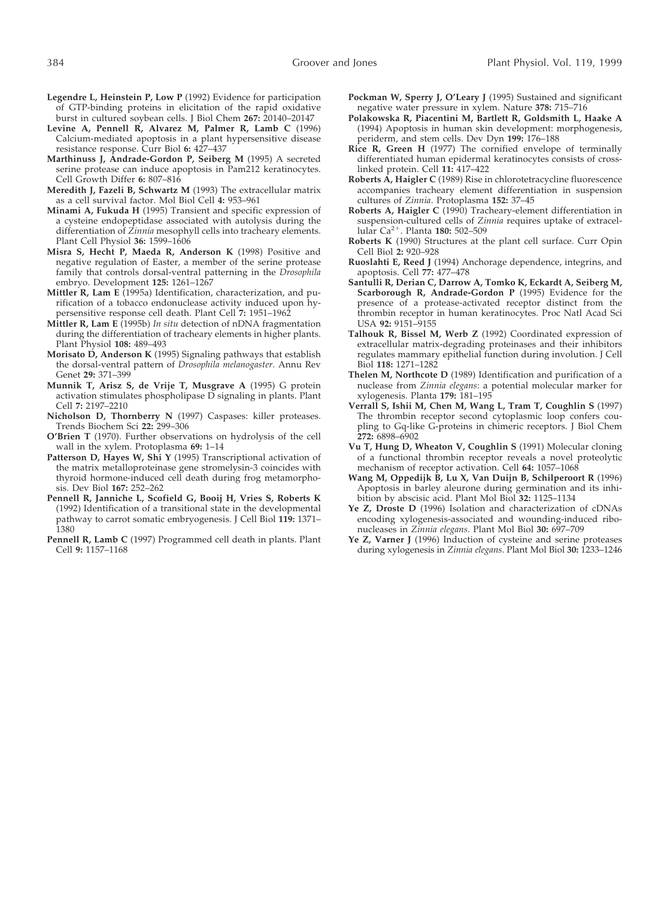**Legendre L, Heinstein P, Low P** (1992) Evidence for participation of GTP-binding proteins in elicitation of the rapid oxidative burst in cultured soybean cells. J Biol Chem **267:** 20140–20147

**Levine A, Pennell R, Alvarez M, Palmer R, Lamb C** (1996) Calcium-mediated apoptosis in a plant hypersensitive disease resistance response. Curr Biol **6:** 427–437

**Marthinuss J, Andrade-Gordon P, Seiberg M** (1995) A secreted serine protease can induce apoptosis in Pam212 keratinocytes. Cell Growth Differ **6:** 807–816

**Meredith J, Fazeli B, Schwartz M** (1993) The extracellular matrix as a cell survival factor. Mol Biol Cell **4:** 953–961

**Minami A, Fukuda H** (1995) Transient and specific expression of a cysteine endopeptidase associated with autolysis during the differentiation of *Zinnia* mesophyll cells into tracheary elements. Plant Cell Physiol **36:** 1599–1606

**Misra S, Hecht P, Maeda R, Anderson K** (1998) Positive and negative regulation of Easter, a member of the serine protease family that controls dorsal-ventral patterning in the *Drosophila* embryo. Development **125:** 1261–1267

**Mittler R, Lam E** (1995a) Identification, characterization, and purification of a tobacco endonuclease activity induced upon hypersensitive response cell death. Plant Cell **7:** 1951–1962

**Mittler R, Lam E** (1995b) *In situ* detection of nDNA fragmentation during the differentiation of tracheary elements in higher plants. Plant Physiol **108:** 489–493

**Morisato D, Anderson K** (1995) Signaling pathways that establish the dorsal-ventral pattern of *Drosophila melanogaster*. Annu Rev Genet **29:** 371–399

**Munnik T, Arisz S, de Vrije T, Musgrave A** (1995) G protein activation stimulates phospholipase D signaling in plants. Plant Cell **7:** 2197–2210

**Nicholson D, Thornberry N** (1997) Caspases: killer proteases. Trends Biochem Sci **22:** 299–306

**O'Brien T** (1970). Further observations on hydrolysis of the cell wall in the xylem. Protoplasma **69:** 1–14

**Patterson D, Hayes W, Shi Y** (1995) Transcriptional activation of the matrix metalloproteinase gene stromelysin-3 coincides with thyroid hormone-induced cell death during frog metamorphosis. Dev Biol **167:** 252–262

**Pennell R, Janniche L, Scofield G, Booij H, Vries S, Roberts K** (1992) Identification of a transitional state in the developmental pathway to carrot somatic embryogenesis. J Cell Biol **119:** 1371–1380

**Pennell R, Lamb C** (1997) Programmed cell death in plants. Plant Cell **9:** 1157–1168

**Pockman W, Sperry J, O'Leary J** (1995) Sustained and significant negative water pressure in xylem. Nature **378:** 715–716

**Polakowska R, Piacentini M, Bartlett R, Goldsmith L, Haake A** (1994) Apoptosis in human skin development: morphogenesis, periderm, and stem cells. Dev Dyn **199:** 176–188

**Rice R, Green H** (1977) The cornified envelope of terminally differentiated human epidermal keratinocytes consists of cross-linked protein. Cell **11:** 417–422

**Roberts A, Haigler C** (1989) Rise in chlorotetracycline fluorescence accompanies tracheary element differentiation in suspension cultures of *Zinnia*. Protoplasma **152:** 37–45

**Roberts A, Haigler C** (1990) Tracheary-element differentiation in suspension-cultured cells of *Zinnia* requires uptake of extracellular $Ca^{2+}$. Planta **180:** 502–509

**Roberts K** (1990) Structures at the plant cell surface. Curr Opin Cell Biol **2:** 920–928

**Ruoslahti E, Reed J** (1994) Anchorage dependence, integrins, and apoptosis. Cell **77:** 477–478

**Santulli R, Derian C, Darrow A, Tomko K, Eckardt A, Seiberg M, Scarborough R, Andrade-Gordon P** (1995) Evidence for the presence of a protease-activated receptor distinct from the thrombin receptor in human keratinocytes. Proc Natl Acad Sci USA **92:** 9151–9155

**Talhouk R, Bissel M, Werb Z** (1992) Coordinated expression of extracellular matrix-degrading proteinases and their inhibitors regulates mammary epithelial function during involution. J Cell Biol **118:** 1271–1282

**Thelen M, Northcote D** (1989) Identification and purification of a nuclease from *Zinnia elegans*: a potential molecular marker for xylogenesis. Planta **179:** 181–195

**Verrall S, Ishii M, Chen M, Wang L, Tram T, Coughlin S** (1997) The thrombin receptor second cytoplasmic loop confers coupling to Gq-like G-proteins in chimeric receptors. J Biol Chem **272:** 6898–6902

**Vu T, Hung D, Wheaton V, Coughlin S** (1991) Molecular cloning of a functional thrombin receptor reveals a novel proteolytic mechanism of receptor activation. Cell **64:** 1057–1068

**Wang M, Oppedijk B, Lu X, Van Duijn B, Schilperoort R** (1996) Apoptosis in barley aleurone during germination and its inhibition by abscisic acid. Plant Mol Biol **32:** 1125–1134

**Ye Z, Droste D** (1996) Isolation and characterization of cDNAs encoding xylogenesis-associated and wounding-induced ribonucleases in *Zinnia elegans*. Plant Mol Biol **30:** 697–709

**Ye Z, Varner J** (1996) Induction of cysteine and serine proteases during xylogenesis in *Zinnia elegans*. Plant Mol Biol **30:** 1233–1246